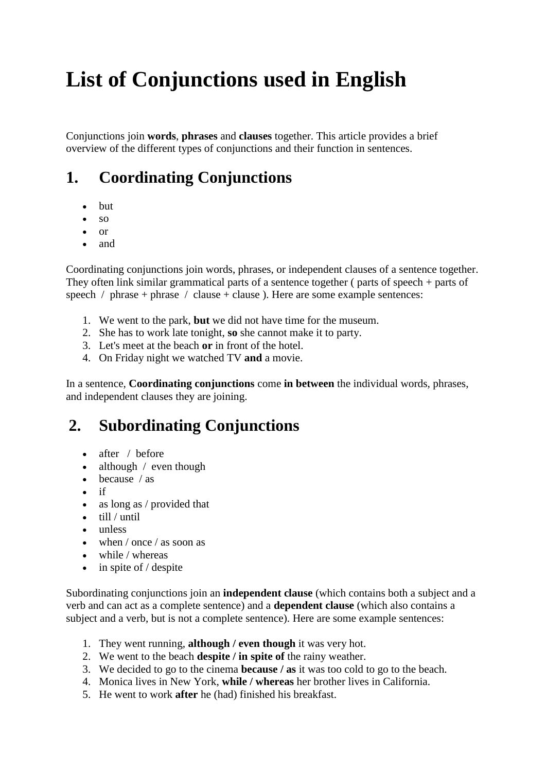# List of Conjunctions used in English

Conjunctions join **words**, **phrases** and **clauses** together. This article provides a brief overview of the different types of conjunctions and their function in sentences.

## 1. Coordinating Conjunctions

- but
- so
- or
- and

Coordinating conjunctions join words, phrases, or independent clauses of a sentence together. They often link similar grammatical parts of a sentence together ( parts of speech + parts of speech / phrase + phrase / clause + clause ). Here are some example sentences:

1. We went to the park, **but** we did not have time for the museum.
2. She has to work late tonight, **so** she cannot make it to party.
3. Let's meet at the beach **or** in front of the hotel.
4. On Friday night we watched TV **and** a movie.

In a sentence, **Coordinating conjunctions** come **in between** the individual words, phrases, and independent clauses they are joining.

## 2. Subordinating Conjunctions

- after / before
- although / even though
- because / as
- if
- as long as / provided that
- till / until
- unless
- when / once / as soon as
- while / whereas
- in spite of / despite

Subordinating conjunctions join an **independent clause** (which contains both a subject and a verb and can act as a complete sentence) and a **dependent clause** (which also contains a subject and a verb, but is not a complete sentence). Here are some example sentences:

1. They went running, **although / even though** it was very hot.
2. We went to the beach **despite / in spite of** the rainy weather.
3. We decided to go to the cinema **because / as** it was too cold to go to the beach.
4. Monica lives in New York, **while / whereas** her brother lives in California.
5. He went to work **after** he (had) finished his breakfast.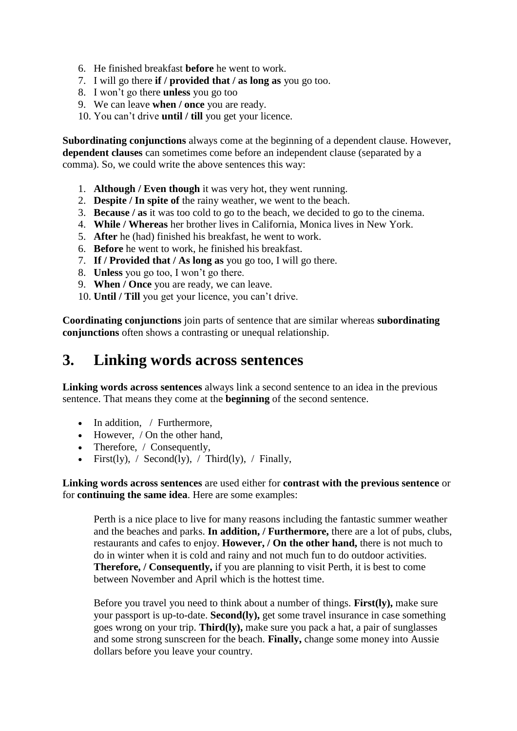6. He finished breakfast **before** he went to work.
7. I will go there **if / provided that / as long as** you go too.
8. I won't go there **unless** you go too
9. We can leave **when / once** you are ready.
10. You can't drive **until / till** you get your licence.

**Subordinating conjunctions** always come at the beginning of a dependent clause. However, **dependent clauses** can sometimes come before an independent clause (separated by a comma). So, we could write the above sentences this way:

1. **Although / Even though** it was very hot, they went running.
2. **Despite / In spite of** the rainy weather, we went to the beach.
3. **Because / as** it was too cold to go to the beach, we decided to go to the cinema.
4. **While / Whereas** her brother lives in California, Monica lives in New York.
5. **After** he (had) finished his breakfast, he went to work.
6. **Before** he went to work, he finished his breakfast.
7. **If / Provided that / As long as** you go too, I will go there.
8. **Unless** you go too, I won't go there.
9. **When / Once** you are ready, we can leave.
10. **Until / Till** you get your licence, you can't drive.

**Coordinating conjunctions** join parts of sentence that are similar whereas **subordinating conjunctions** often shows a contrasting or unequal relationship.

# 3. Linking words across sentences

**Linking words across sentences** always link a second sentence to an idea in the previous sentence. That means they come at the **beginning** of the second sentence.

- In addition, / Furthermore,
- However, / On the other hand,
- Therefore, / Consequently,
- First(ly), / Second(ly), / Third(ly), / Finally,

**Linking words across sentences** are used either for **contrast with the previous sentence** or for **continuing the same idea**. Here are some examples:

> Perth is a nice place to live for many reasons including the fantastic summer weather and the beaches and parks. **In addition, / Furthermore,** there are a lot of pubs, clubs, restaurants and cafes to enjoy. **However, / On the other hand,** there is not much to do in winter when it is cold and rainy and not much fun to do outdoor activities. **Therefore, / Consequently,** if you are planning to visit Perth, it is best to come between November and April which is the hottest time.
>
> Before you travel you need to think about a number of things. **First(ly),** make sure your passport is up-to-date. **Second(ly),** get some travel insurance in case something goes wrong on your trip. **Third(ly),** make sure you pack a hat, a pair of sunglasses and some strong sunscreen for the beach. **Finally,** change some money into Aussie dollars before you leave your country.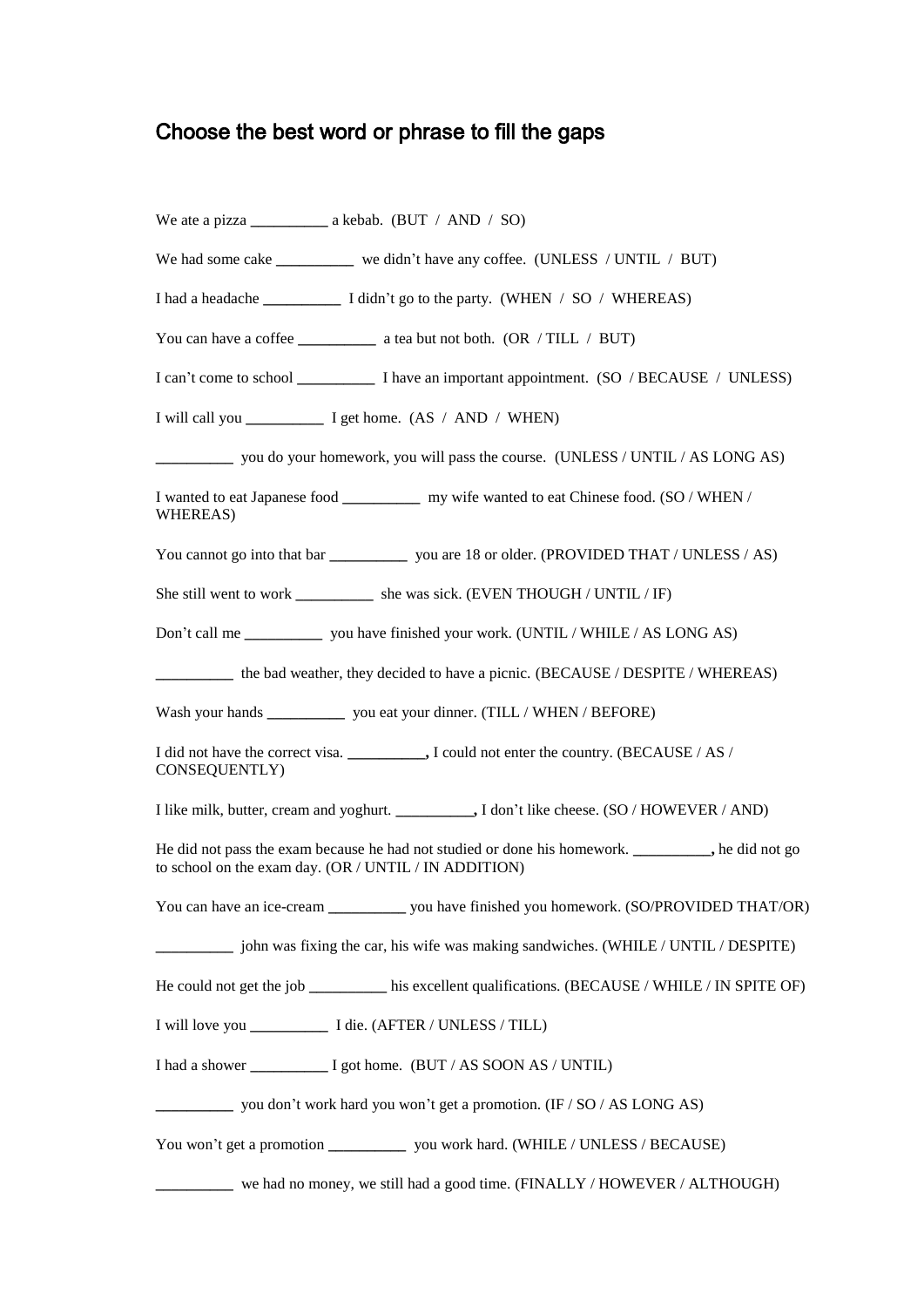## Choose the best word or phrase to fill the gaps

We ate a pizza __________ a kebab. (BUT / AND / SO)

We had some cake __________ we didn't have any coffee. (UNLESS / UNTIL / BUT)

I had a headache __________ I didn't go to the party. (WHEN / SO / WHEREAS)

You can have a coffee __________ a tea but not both. (OR / TILL / BUT)

I can't come to school __________ I have an important appointment. (SO / BECAUSE / UNLESS)

I will call you __________ I get home. (AS / AND / WHEN)

__________ you do your homework, you will pass the course. (UNLESS / UNTIL / AS LONG AS)

I wanted to eat Japanese food __________ my wife wanted to eat Chinese food. (SO / WHEN / WHEREAS)

You cannot go into that bar __________ you are 18 or older. (PROVIDED THAT / UNLESS / AS)

She still went to work __________ she was sick. (EVEN THOUGH / UNTIL / IF)

Don't call me __________ you have finished your work. (UNTIL / WHILE / AS LONG AS)

__________ the bad weather, they decided to have a picnic. (BECAUSE / DESPITE / WHEREAS)

Wash your hands __________ you eat your dinner. (TILL / WHEN / BEFORE)

I did not have the correct visa. __________, I could not enter the country. (BECAUSE / AS / CONSEQUENTLY)

I like milk, butter, cream and yoghurt. __________, I don't like cheese. (SO / HOWEVER / AND)

He did not pass the exam because he had not studied or done his homework. __________, he did not go to school on the exam day. (OR / UNTIL / IN ADDITION)

You can have an ice-cream __________ you have finished you homework. (SO/PROVIDED THAT/OR)

__________ john was fixing the car, his wife was making sandwiches. (WHILE / UNTIL / DESPITE)

He could not get the job __________ his excellent qualifications. (BECAUSE / WHILE / IN SPITE OF)

I will love you __________ I die. (AFTER / UNLESS / TILL)

I had a shower __________ I got home. (BUT / AS SOON AS / UNTIL)

__________ you don't work hard you won't get a promotion. (IF / SO / AS LONG AS)

You won't get a promotion __________ you work hard. (WHILE / UNLESS / BECAUSE)

__________ we had no money, we still had a good time. (FINALLY / HOWEVER / ALTHOUGH)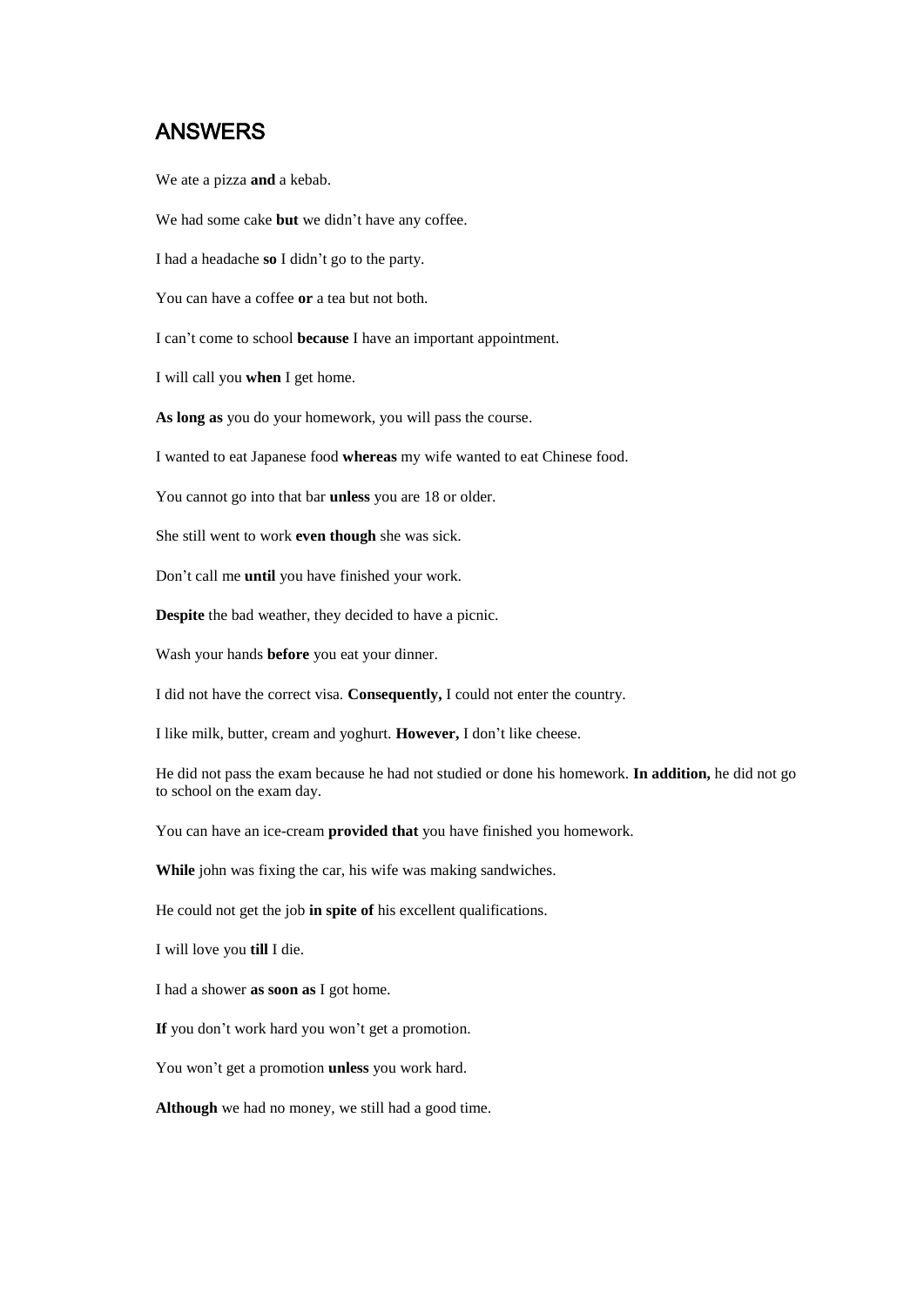# ANSWERS

We ate a pizza **and** a kebab.

We had some cake **but** we didn't have any coffee.

I had a headache **so** I didn't go to the party.

You can have a coffee **or** a tea but not both.

I can't come to school **because** I have an important appointment.

I will call you **when** I get home.

**As long as** you do your homework, you will pass the course.

I wanted to eat Japanese food **whereas** my wife wanted to eat Chinese food.

You cannot go into that bar **unless** you are 18 or older.

She still went to work **even though** she was sick.

Don't call me **until** you have finished your work.

**Despite** the bad weather, they decided to have a picnic.

Wash your hands **before** you eat your dinner.

I did not have the correct visa. **Consequently,** I could not enter the country.

I like milk, butter, cream and yoghurt. **However,** I don't like cheese.

He did not pass the exam because he had not studied or done his homework. **In addition,** he did not go to school on the exam day.

You can have an ice-cream **provided that** you have finished you homework.

**While** john was fixing the car, his wife was making sandwiches.

He could not get the job **in spite of** his excellent qualifications.

I will love you **till** I die.

I had a shower **as soon as** I got home.

**If** you don't work hard you won't get a promotion.

You won't get a promotion **unless** you work hard.

**Although** we had no money, we still had a good time.